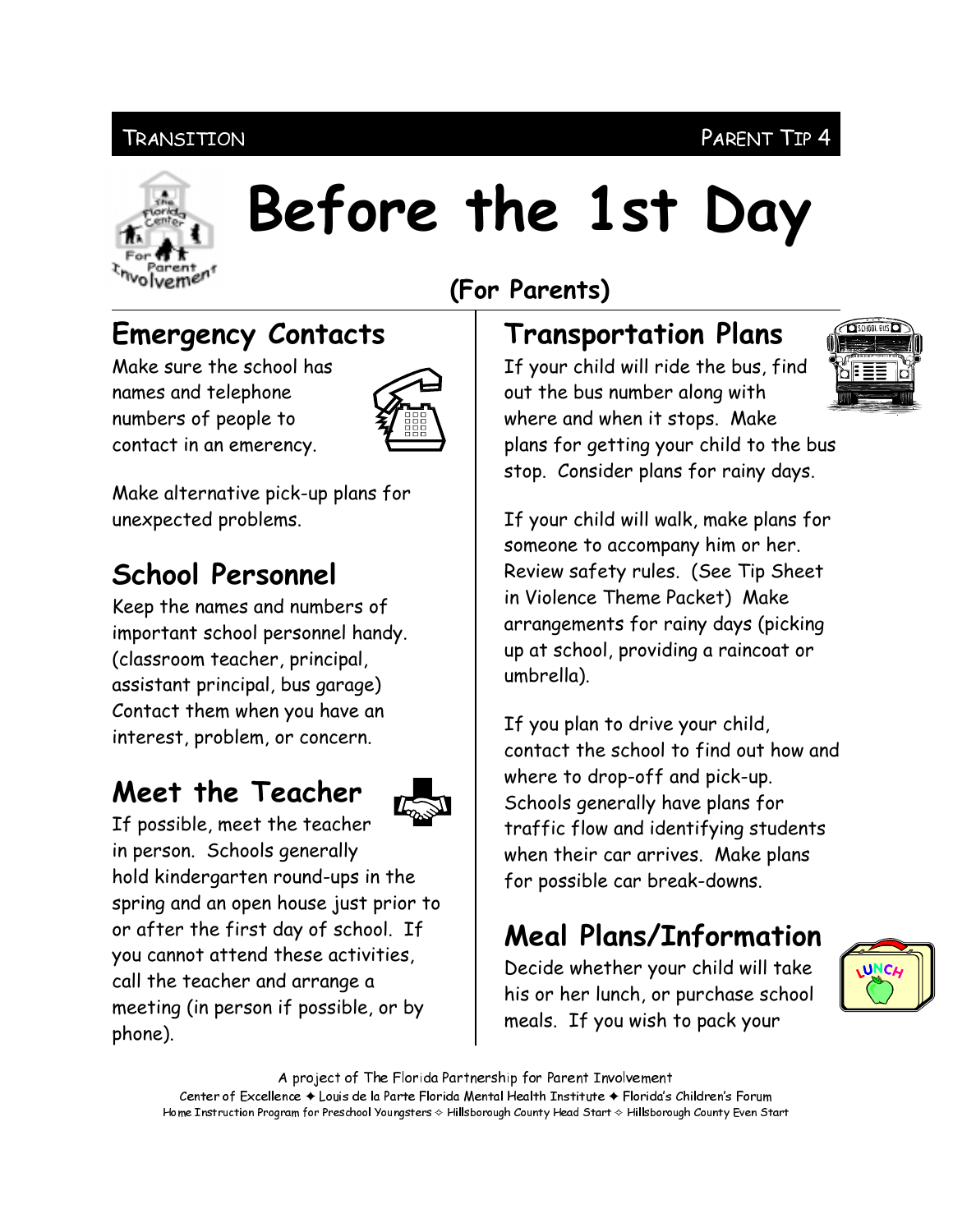Transition Parent Tip 4

# Before the 1st Day

**(For Parents)**

## Emergency Contacts

Make sure the school has names and telephone numbers of people to contact in an emerency.

Make alternative pick-up plans for unexpected problems.

## School Personnel

Keep the names and numbers of important school personnel handy. (classroom teacher, principal, assistant principal, bus garage) Contact them when you have an interest, problem, or concern.

## Meet the Teacher

If possible, meet the teacher in person. Schools generally hold kindergarten round-ups in the spring and an open house just prior to or after the first day of school. If you cannot attend these activities, call the teacher and arrange a meeting (in person if possible, or by phone).

## Transportation Plans

If your child will ride the bus, find out the bus number along with where and when it stops. Make plans for getting your child to the bus stop. Consider plans for rainy days.

If your child will walk, make plans for someone to accompany him or her. Review safety rules. (See Tip Sheet in Violence Theme Packet) Make arrangements for rainy days (picking up at school, providing a raincoat or umbrella).

If you plan to drive your child, contact the school to find out how and where to drop-off and pick-up. Schools generally have plans for traffic flow and identifying students when their car arrives. Make plans for possible car break-downs.

## Meal Plans/Information

Decide whether your child will take his or her lunch, or purchase school meals. If you wish to pack your

A project of The Florida Partnership for Parent Involvement
Center of Excellence ✦ Louis de la Parte Florida Mental Health Institute ✦ Florida's Children's Forum
Home Instruction Program for Preschool Youngsters ✧ Hillsborough County Head Start ✧ Hillsborough County Even Start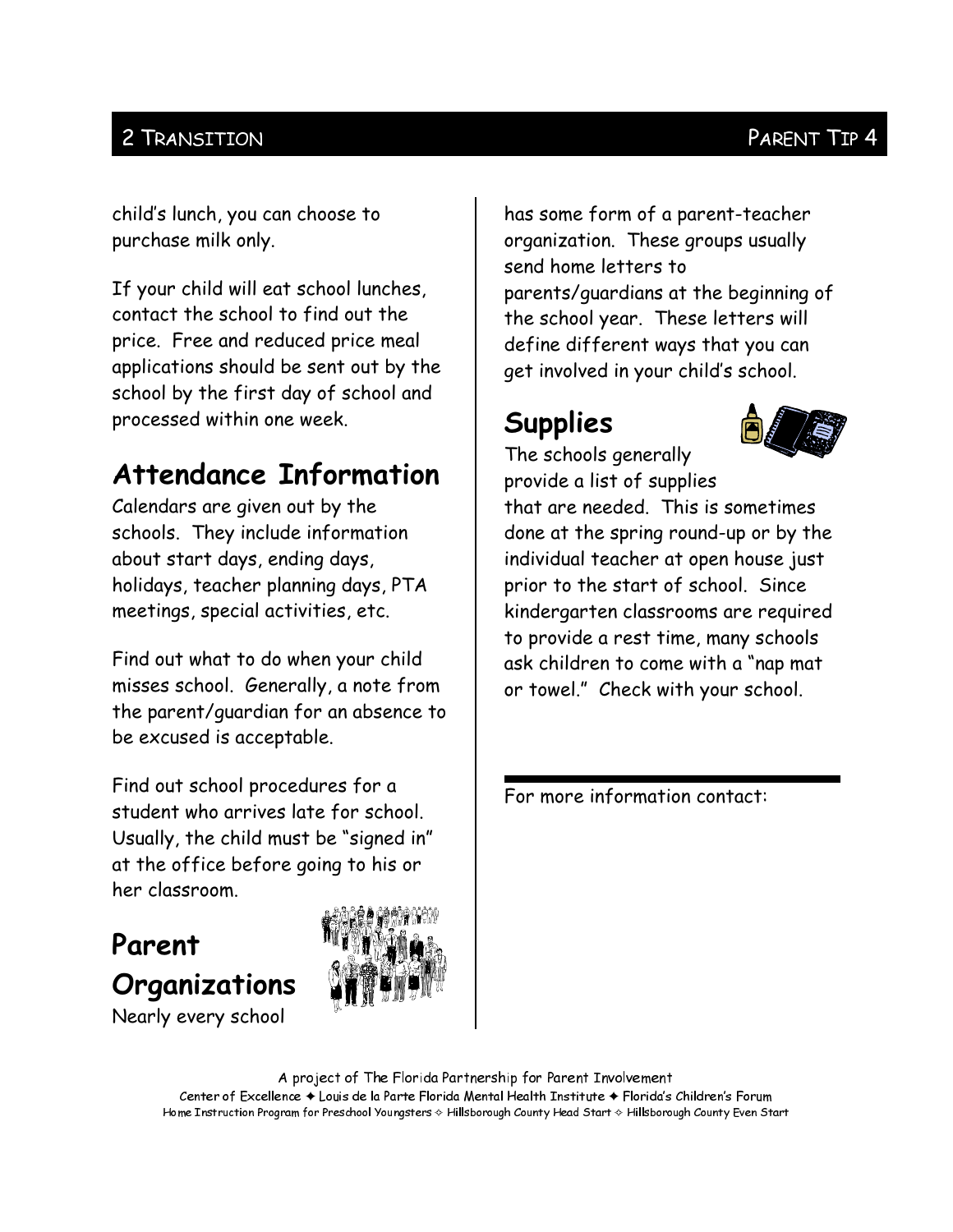child's lunch, you can choose to purchase milk only.

If your child will eat school lunches, contact the school to find out the price. Free and reduced price meal applications should be sent out by the school by the first day of school and processed within one week.

## Attendance Information

Calendars are given out by the schools. They include information about start days, ending days, holidays, teacher planning days, PTA meetings, special activities, etc.

Find out what to do when your child misses school. Generally, a note from the parent/guardian for an absence to be excused is acceptable.

Find out school procedures for a student who arrives late for school. Usually, the child must be "signed in" at the office before going to his or her classroom.

## Parent Organizations

Nearly every school has some form of a parent-teacher organization. These groups usually send home letters to parents/guardians at the beginning of the school year. These letters will define different ways that you can get involved in your child's school.

## Supplies

The schools generally provide a list of supplies that are needed. This is sometimes done at the spring round-up or by the individual teacher at open house just prior to the start of school. Since kindergarten classrooms are required to provide a rest time, many schools ask children to come with a "nap mat or towel." Check with your school.

For more information contact:

A project of The Florida Partnership for Parent Involvement

Center of Excellence ✦ Louis de la Parte Florida Mental Health Institute ✦ Florida's Children's Forum

Home Instruction Program for Preschool Youngsters ✧ Hillsborough County Head Start ✧ Hillsborough County Even Start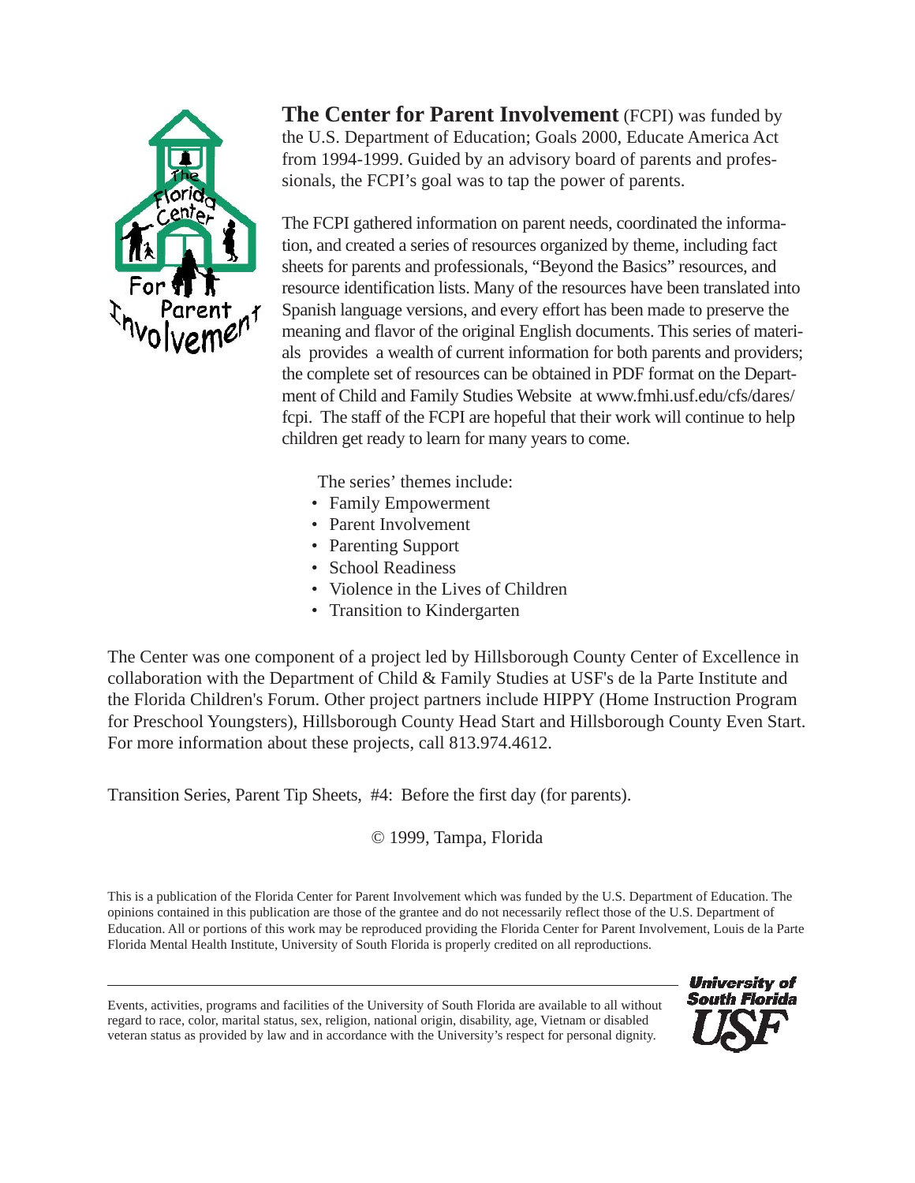**The Center for Parent Involvement** (FCPI) was funded by the U.S. Department of Education; Goals 2000, Educate America Act from 1994-1999. Guided by an advisory board of parents and professionals, the FCPI's goal was to tap the power of parents.

The FCPI gathered information on parent needs, coordinated the information, and created a series of resources organized by theme, including fact sheets for parents and professionals, "Beyond the Basics" resources, and resource identification lists. Many of the resources have been translated into Spanish language versions, and every effort has been made to preserve the meaning and flavor of the original English documents. This series of materials provides a wealth of current information for both parents and providers; the complete set of resources can be obtained in PDF format on the Department of Child and Family Studies Website at www.fmhi.usf.edu/cfs/dares/fcpi. The staff of the FCPI are hopeful that their work will continue to help children get ready to learn for many years to come.

The series' themes include:

- Family Empowerment
- Parent Involvement
- Parenting Support
- School Readiness
- Violence in the Lives of Children
- Transition to Kindergarten

The Center was one component of a project led by Hillsborough County Center of Excellence in collaboration with the Department of Child & Family Studies at USF's de la Parte Institute and the Florida Children's Forum. Other project partners include HIPPY (Home Instruction Program for Preschool Youngsters), Hillsborough County Head Start and Hillsborough County Even Start. For more information about these projects, call 813.974.4612.

Transition Series, Parent Tip Sheets, #4: Before the first day (for parents).

© 1999, Tampa, Florida

This is a publication of the Florida Center for Parent Involvement which was funded by the U.S. Department of Education. The opinions contained in this publication are those of the grantee and do not necessarily reflect those of the U.S. Department of Education. All or portions of this work may be reproduced providing the Florida Center for Parent Involvement, Louis de la Parte Florida Mental Health Institute, University of South Florida is properly credited on all reproductions.

---

Events, activities, programs and facilities of the University of South Florida are available to all without regard to race, color, marital status, sex, religion, national origin, disability, age, Vietnam or disabled veteran status as provided by law and in accordance with the University's respect for personal dignity.

University of South Florida
USF